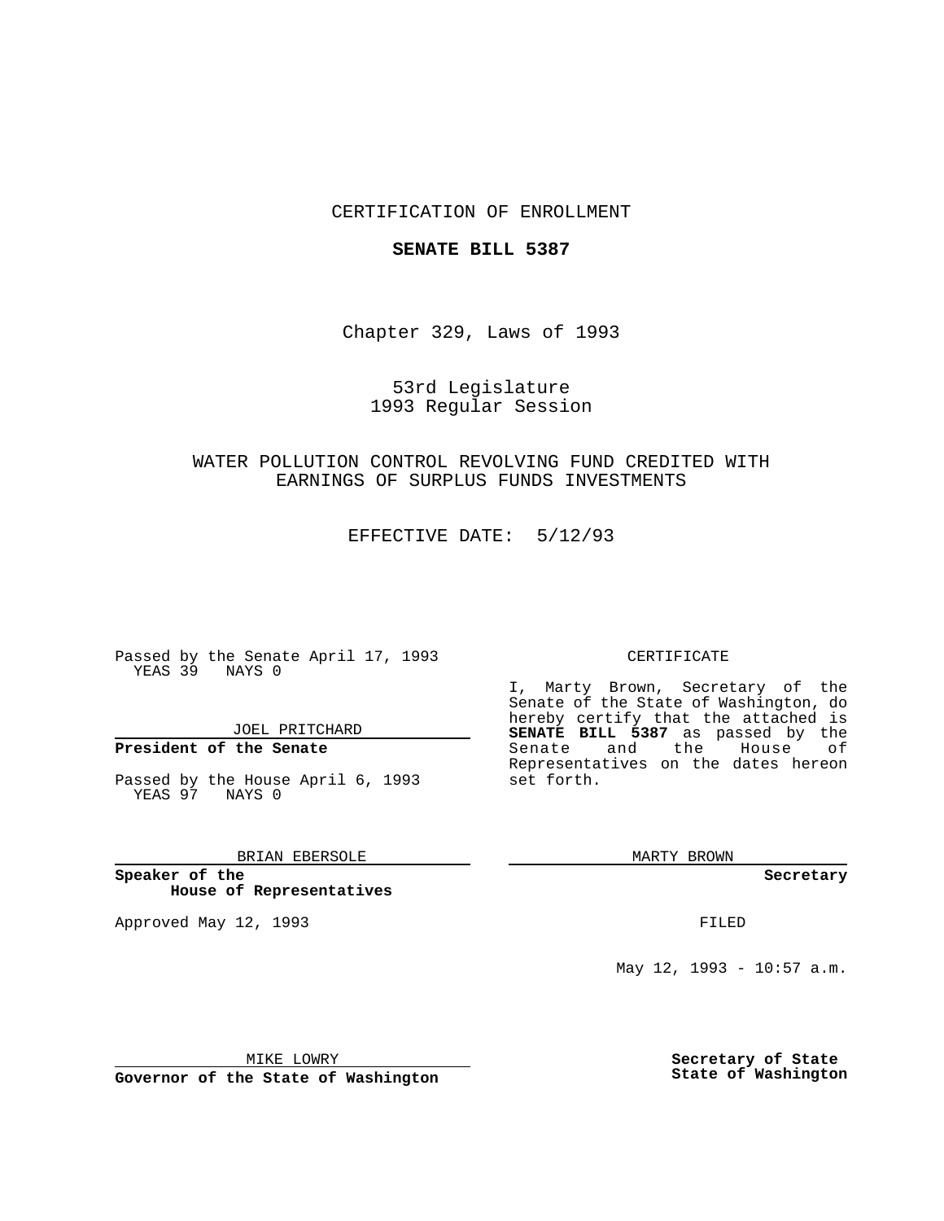CERTIFICATION OF ENROLLMENT

**SENATE BILL 5387**

Chapter 329, Laws of 1993

53rd Legislature
1993 Regular Session

WATER POLLUTION CONTROL REVOLVING FUND CREDITED WITH EARNINGS OF SURPLUS FUNDS INVESTMENTS

EFFECTIVE DATE: 5/12/93

Passed by the Senate April 17, 1993
YEAS 39 NAYS 0

JOEL PRITCHARD
**President of the Senate**

Passed by the House April 6, 1993
YEAS 97 NAYS 0

BRIAN EBERSOLE
**Speaker of the House of Representatives**

Approved May 12, 1993

MIKE LOWRY
**Governor of the State of Washington**

CERTIFICATE

I, Marty Brown, Secretary of the Senate of the State of Washington, do hereby certify that the attached is **SENATE BILL 5387** as passed by the Senate and the House of Representatives on the dates hereon set forth.

MARTY BROWN
**Secretary**

FILED

May 12, 1993 - 10:57 a.m.

**Secretary of State**
**State of Washington**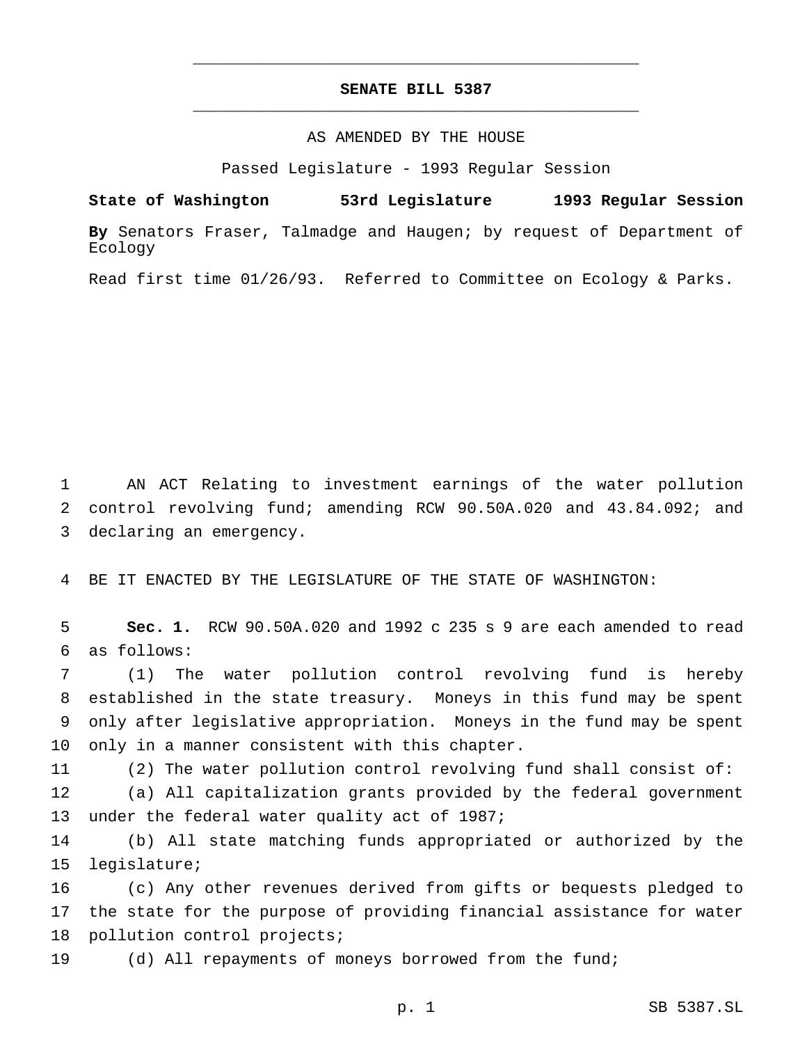# SENATE BILL 5387

AS AMENDED BY THE HOUSE

Passed Legislature - 1993 Regular Session

**State of Washington 53rd Legislature 1993 Regular Session**

**By** Senators Fraser, Talmadge and Haugen; by request of Department of Ecology

Read first time 01/26/93. Referred to Committee on Ecology & Parks.

AN ACT Relating to investment earnings of the water pollution control revolving fund; amending RCW 90.50A.020 and 43.84.092; and declaring an emergency.

BE IT ENACTED BY THE LEGISLATURE OF THE STATE OF WASHINGTON:

**Sec. 1.** RCW 90.50A.020 and 1992 c 235 s 9 are each amended to read as follows:

(1) The water pollution control revolving fund is hereby established in the state treasury. Moneys in this fund may be spent only after legislative appropriation. Moneys in the fund may be spent only in a manner consistent with this chapter.

(2) The water pollution control revolving fund shall consist of:

(a) All capitalization grants provided by the federal government under the federal water quality act of 1987;

(b) All state matching funds appropriated or authorized by the legislature;

(c) Any other revenues derived from gifts or bequests pledged to the state for the purpose of providing financial assistance for water pollution control projects;

(d) All repayments of moneys borrowed from the fund;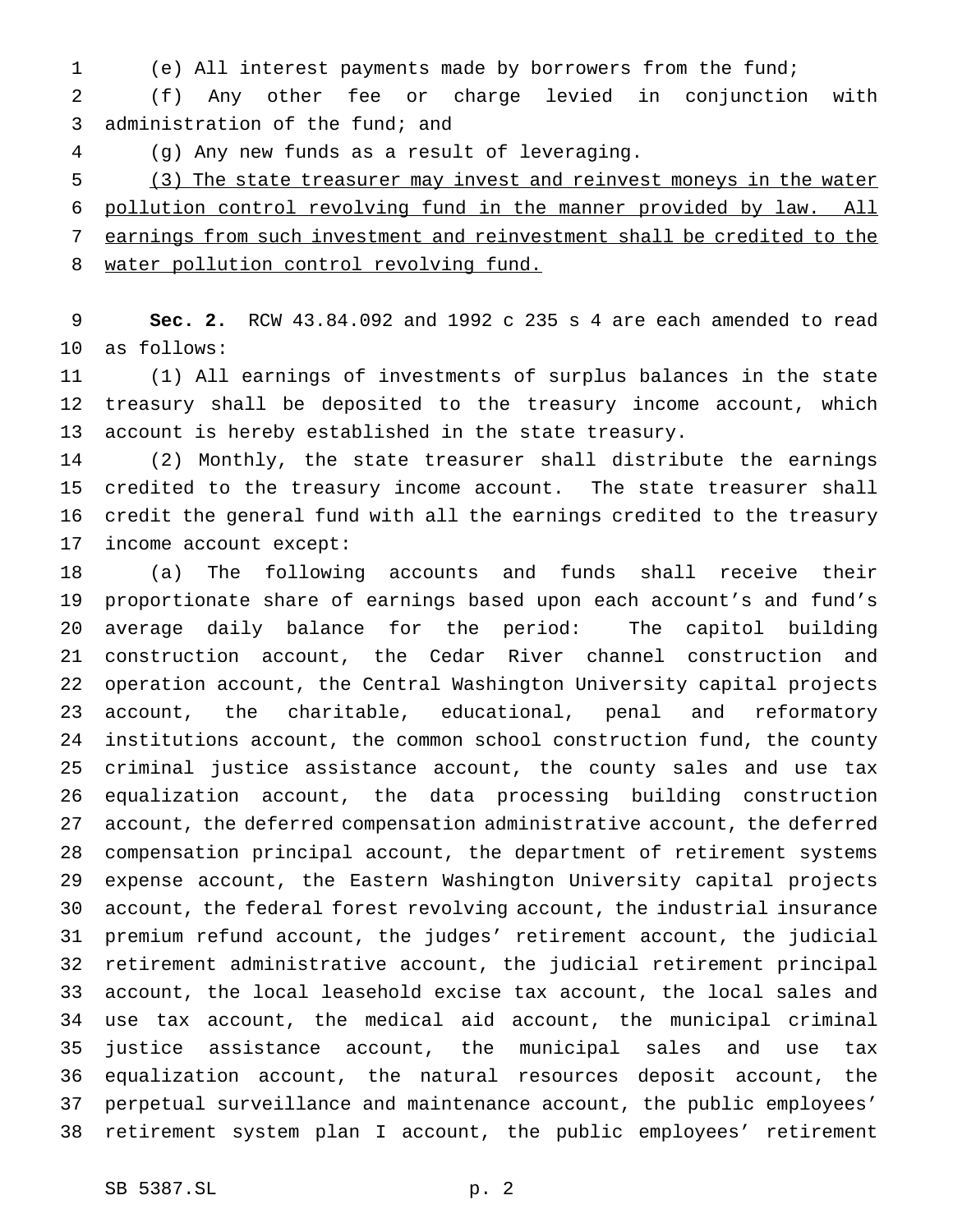(e) All interest payments made by borrowers from the fund;

(f) Any other fee or charge levied in conjunction with administration of the fund; and

(g) Any new funds as a result of leveraging.

<u>(3) The state treasurer may invest and reinvest moneys in the water pollution control revolving fund in the manner provided by law. All earnings from such investment and reinvestment shall be credited to the water pollution control revolving fund.</u>

**Sec. 2.** RCW 43.84.092 and 1992 c 235 s 4 are each amended to read as follows:

(1) All earnings of investments of surplus balances in the state treasury shall be deposited to the treasury income account, which account is hereby established in the state treasury.

(2) Monthly, the state treasurer shall distribute the earnings credited to the treasury income account. The state treasurer shall credit the general fund with all the earnings credited to the treasury income account except:

(a) The following accounts and funds shall receive their proportionate share of earnings based upon each account's and fund's average daily balance for the period: The capitol building construction account, the Cedar River channel construction and operation account, the Central Washington University capital projects account, the charitable, educational, penal and reformatory institutions account, the common school construction fund, the county criminal justice assistance account, the county sales and use tax equalization account, the data processing building construction account, the deferred compensation administrative account, the deferred compensation principal account, the department of retirement systems expense account, the Eastern Washington University capital projects account, the federal forest revolving account, the industrial insurance premium refund account, the judges' retirement account, the judicial retirement administrative account, the judicial retirement principal account, the local leasehold excise tax account, the local sales and use tax account, the medical aid account, the municipal criminal justice assistance account, the municipal sales and use tax equalization account, the natural resources deposit account, the perpetual surveillance and maintenance account, the public employees' retirement system plan I account, the public employees' retirement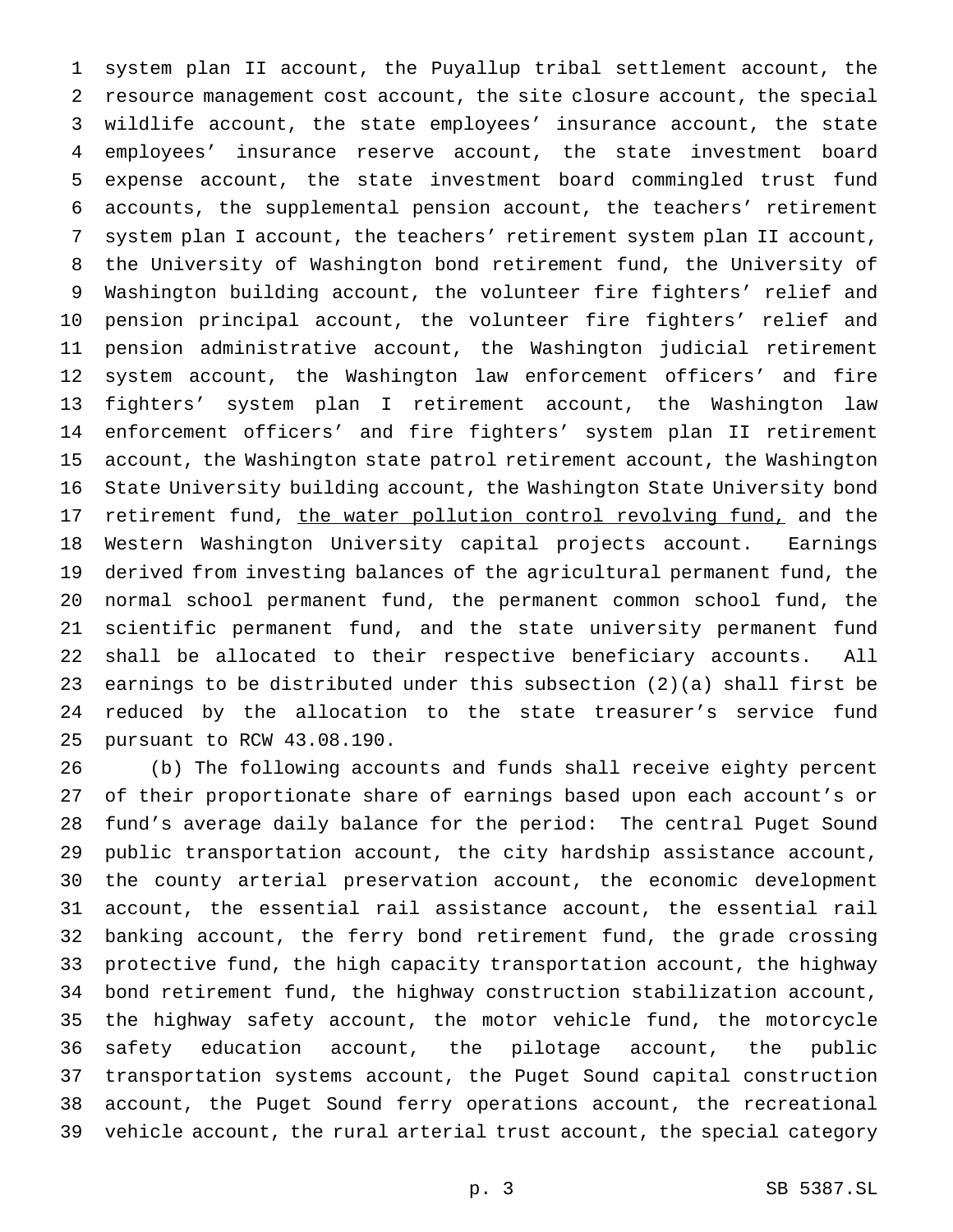system plan II account, the Puyallup tribal settlement account, the resource management cost account, the site closure account, the special wildlife account, the state employees' insurance account, the state employees' insurance reserve account, the state investment board expense account, the state investment board commingled trust fund accounts, the supplemental pension account, the teachers' retirement system plan I account, the teachers' retirement system plan II account, the University of Washington bond retirement fund, the University of Washington building account, the volunteer fire fighters' relief and pension principal account, the volunteer fire fighters' relief and pension administrative account, the Washington judicial retirement system account, the Washington law enforcement officers' and fire fighters' system plan I retirement account, the Washington law enforcement officers' and fire fighters' system plan II retirement account, the Washington state patrol retirement account, the Washington State University building account, the Washington State University bond retirement fund, <u>the water pollution control revolving fund,</u> and the Western Washington University capital projects account. Earnings derived from investing balances of the agricultural permanent fund, the normal school permanent fund, the permanent common school fund, the scientific permanent fund, and the state university permanent fund shall be allocated to their respective beneficiary accounts. All earnings to be distributed under this subsection (2)(a) shall first be reduced by the allocation to the state treasurer's service fund pursuant to RCW 43.08.190.

(b) The following accounts and funds shall receive eighty percent of their proportionate share of earnings based upon each account's or fund's average daily balance for the period: The central Puget Sound public transportation account, the city hardship assistance account, the county arterial preservation account, the economic development account, the essential rail assistance account, the essential rail banking account, the ferry bond retirement fund, the grade crossing protective fund, the high capacity transportation account, the highway bond retirement fund, the highway construction stabilization account, the highway safety account, the motor vehicle fund, the motorcycle safety education account, the pilotage account, the public transportation systems account, the Puget Sound capital construction account, the Puget Sound ferry operations account, the recreational vehicle account, the rural arterial trust account, the special category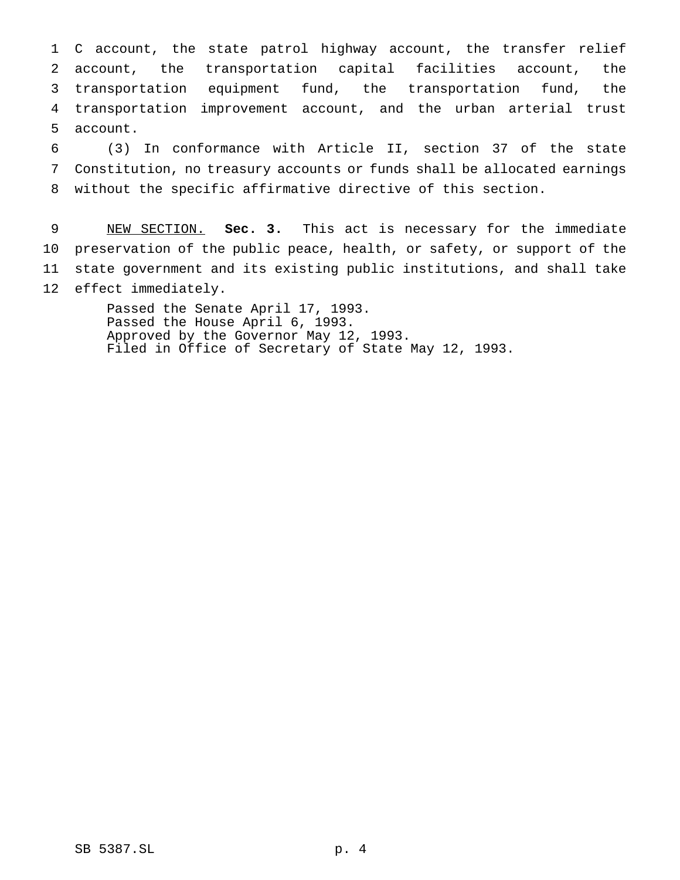C account, the state patrol highway account, the transfer relief account, the transportation capital facilities account, the transportation equipment fund, the transportation fund, the transportation improvement account, and the urban arterial trust account.

(3) In conformance with Article II, section 37 of the state Constitution, no treasury accounts or funds shall be allocated earnings without the specific affirmative directive of this section.

NEW SECTION. **Sec. 3.** This act is necessary for the immediate preservation of the public peace, health, or safety, or support of the state government and its existing public institutions, and shall take effect immediately.

Passed the Senate April 17, 1993.
Passed the House April 6, 1993.
Approved by the Governor May 12, 1993.
Filed in Office of Secretary of State May 12, 1993.